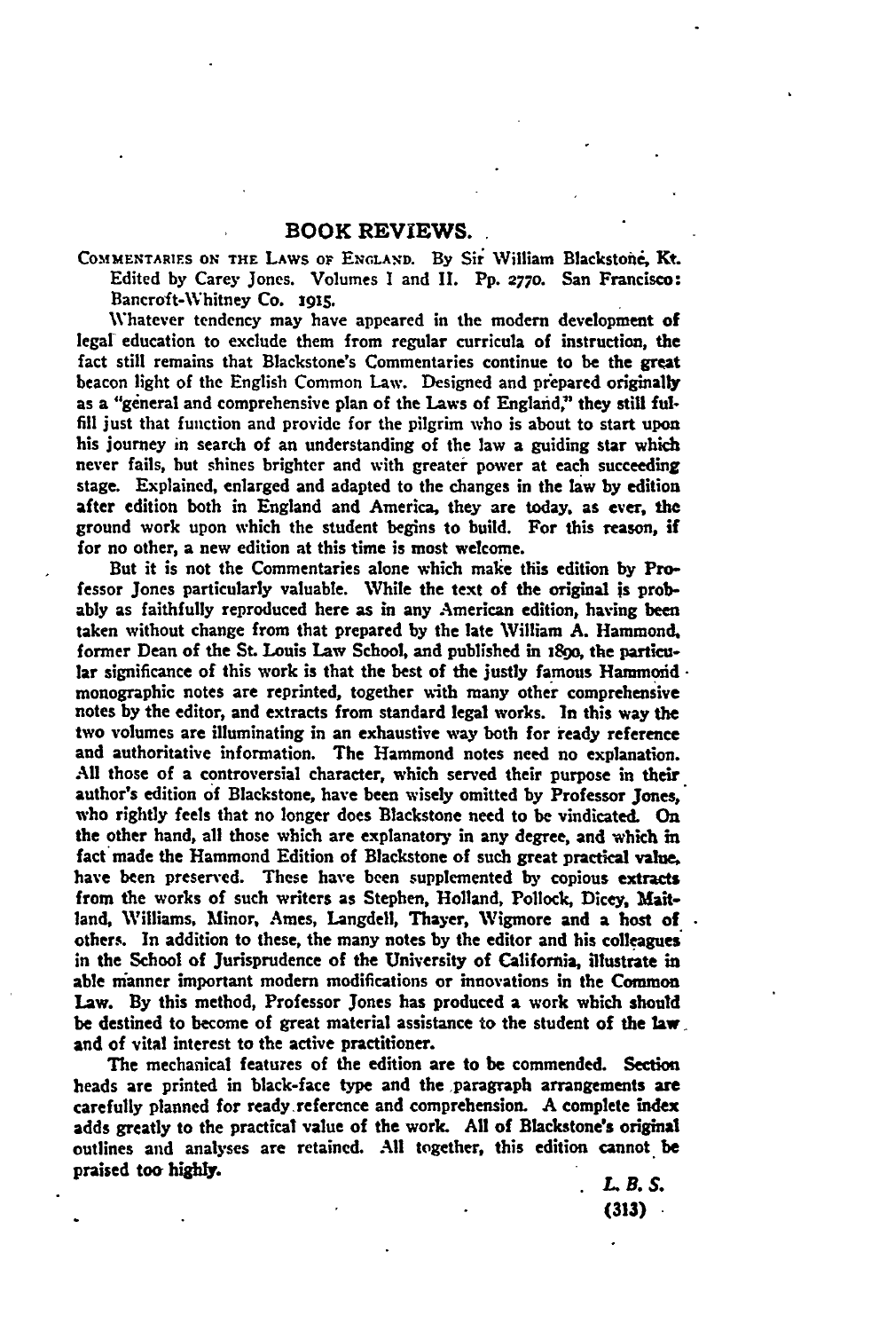## BOOK REVIEWS.

COMMENTARIES ON THE LAWS OF ENGLAND. By Sir William Blackstone, Kt. Edited by Carey Jones. Volumes I and II. Pp. 2770. San Francisco: Bancroft-Whitney Co. 1915.

Whatever tendency may have appeared in the modern development of legal education to exclude them from regular curricula of instruction, the fact still remains that Blackstone's Commentaries continue to be the great beacon light of the English Common Law. Designed and prepared originally as a "general and comprehensive plan of the Laws of England," they still fulfill just that function and provide for the pilgrim who is about to start upon his journey in search of an understanding of the law a guiding star which never fails, but shines brighter and with greater power at each succeeding stage. Explained, enlarged and adapted to the changes in the law by edition after edition both in England and America, they are today, as ever, the ground work upon which the student begins to build. For this reason, if for no other, a new edition at this time is most welcome.

But it is not the Commentaries alone which make this edition by Professor Jones particularly valuable. While the text of the original is probably as faithfully reproduced here as in any American edition, having been taken without change from that prepared by the late William A. Hammond, former Dean of the St. Louis Law School, and published in 1890, the particular significance of this work is that the best of the justly famous Hammond monographic notes are reprinted, together with many other comprehensive notes by the editor, and extracts from standard legal works. In this way the two volumes are illuminating in an exhaustive way both for ready reference and authoritative information. The Hammond notes need no explanation. All those of a controversial character, which served their purpose in their author's edition of Blackstone, have been wisely omitted by Professor Jones, who rightly feels that no longer does Blackstone need to be vindicated. On the other hand, all those which are explanatory in any degree, and which in fact made the Hammond Edition of Blackstone of such great practical value, have been preserved. These have been supplemented by copious extracts from the works of such writers as Stephen, Holland, Pollock, Dicey, Maitland, Williams, Minor, Ames, Langdell, Thayer, Wigmore and a host of others. In addition to these, the many notes by the editor and his colleagues in the School of Jurisprudence of the University of California, illustrate in able manner important modern modifications or innovations in the Common Law. By this method, Professor Jones has produced a work which should be destined to become of great material assistance to the student of the law and of vital interest to the active practitioner.

The mechanical features of the edition are to be commended. Section heads are printed in black-face type and the paragraph arrangements are carefully planned for ready reference and comprehension. A complete index adds greatly to the practical value of the work. All of Blackstone's original outlines and analyses are retained. All together, this edition cannot be praised too highly.

*L. B. S.*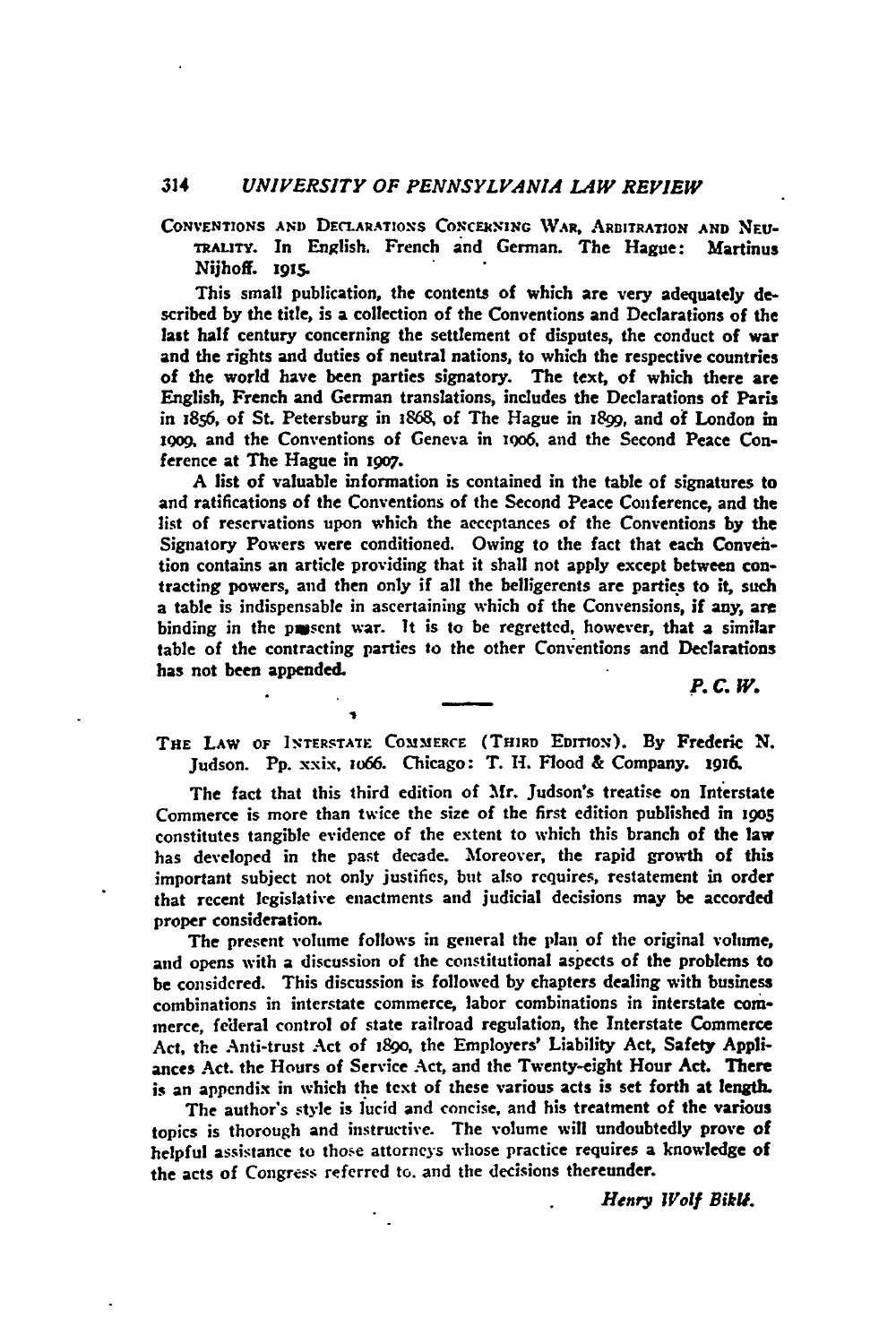CONVENTIONS AND DECLARATIONS CONCERNING WAR, ARBITRATION AND NEUTRALITY. In English, French and German. The Hague: Martinus Nijhoff. 1915.

This small publication, the contents of which are very adequately described by the title, is a collection of the Conventions and Declarations of the last half century concerning the settlement of disputes, the conduct of war and the rights and duties of neutral nations, to which the respective countries of the world have been parties signatory. The text, of which there are English, French and German translations, includes the Declarations of Paris in 1856, of St. Petersburg in 1868, of The Hague in 1899, and of London in 1909, and the Conventions of Geneva in 1906, and the Second Peace Conference at The Hague in 1907.

A list of valuable information is contained in the table of signatures to and ratifications of the Conventions of the Second Peace Conference, and the list of reservations upon which the acceptances of the Conventions by the Signatory Powers were conditioned. Owing to the fact that each Convention contains an article providing that it shall not apply except between contracting powers, and then only if all the belligerents are parties to it, such a table is indispensable in ascertaining which of the Convensions, if any, are binding in the present war. It is to be regretted, however, that a similar table of the contracting parties to the other Conventions and Declarations has not been appended.

*P. C. W.*

---

THE LAW OF INTERSTATE COMMERCE (THIRD EDITION). By Frederic N. Judson. Pp. xxix, 1066. Chicago: T. H. Flood & Company. 1916.

The fact that this third edition of Mr. Judson's treatise on Interstate Commerce is more than twice the size of the first edition published in 1905 constitutes tangible evidence of the extent to which this branch of the law has developed in the past decade. Moreover, the rapid growth of this important subject not only justifies, but also requires, restatement in order that recent legislative enactments and judicial decisions may be accorded proper consideration.

The present volume follows in general the plan of the original volume, and opens with a discussion of the constitutional aspects of the problems to be considered. This discussion is followed by chapters dealing with business combinations in interstate commerce, labor combinations in interstate commerce, federal control of state railroad regulation, the Interstate Commerce Act, the Anti-trust Act of 1890, the Employers' Liability Act, Safety Appliances Act. the Hours of Service Act, and the Twenty-eight Hour Act. There is an appendix in which the text of these various acts is set forth at length.

The author's style is lucid and concise, and his treatment of the various topics is thorough and instructive. The volume will undoubtedly prove of helpful assistance to those attorneys whose practice requires a knowledge of the acts of Congress referred to. and the decisions thereunder.

*Henry Wolf Biklé.*